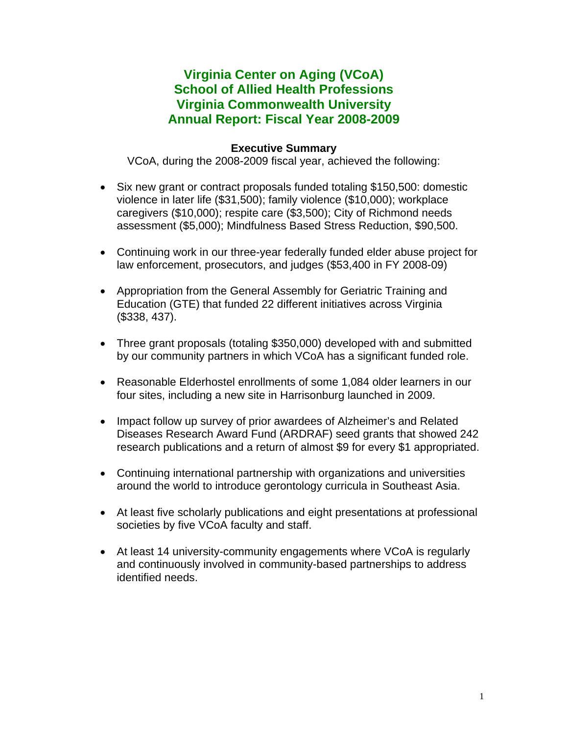# Virginia Center on Aging (VCoA)
# School of Allied Health Professions
# Virginia Commonwealth University
# Annual Report: Fiscal Year 2008-2009

## Executive Summary

VCoA, during the 2008-2009 fiscal year, achieved the following:

- Six new grant or contract proposals funded totaling $150,500: domestic violence in later life ($31,500); family violence ($10,000); workplace caregivers ($10,000); respite care ($3,500); City of Richmond needs assessment ($5,000); Mindfulness Based Stress Reduction, $90,500.

- Continuing work in our three-year federally funded elder abuse project for law enforcement, prosecutors, and judges ($53,400 in FY 2008-09)

- Appropriation from the General Assembly for Geriatric Training and Education (GTE) that funded 22 different initiatives across Virginia ($338, 437).

- Three grant proposals (totaling $350,000) developed with and submitted by our community partners in which VCoA has a significant funded role.

- Reasonable Elderhostel enrollments of some 1,084 older learners in our four sites, including a new site in Harrisonburg launched in 2009.

- Impact follow up survey of prior awardees of Alzheimer's and Related Diseases Research Award Fund (ARDRAF) seed grants that showed 242 research publications and a return of almost $9 for every $1 appropriated.

- Continuing international partnership with organizations and universities around the world to introduce gerontology curricula in Southeast Asia.

- At least five scholarly publications and eight presentations at professional societies by five VCoA faculty and staff.

- At least 14 university-community engagements where VCoA is regularly and continuously involved in community-based partnerships to address identified needs.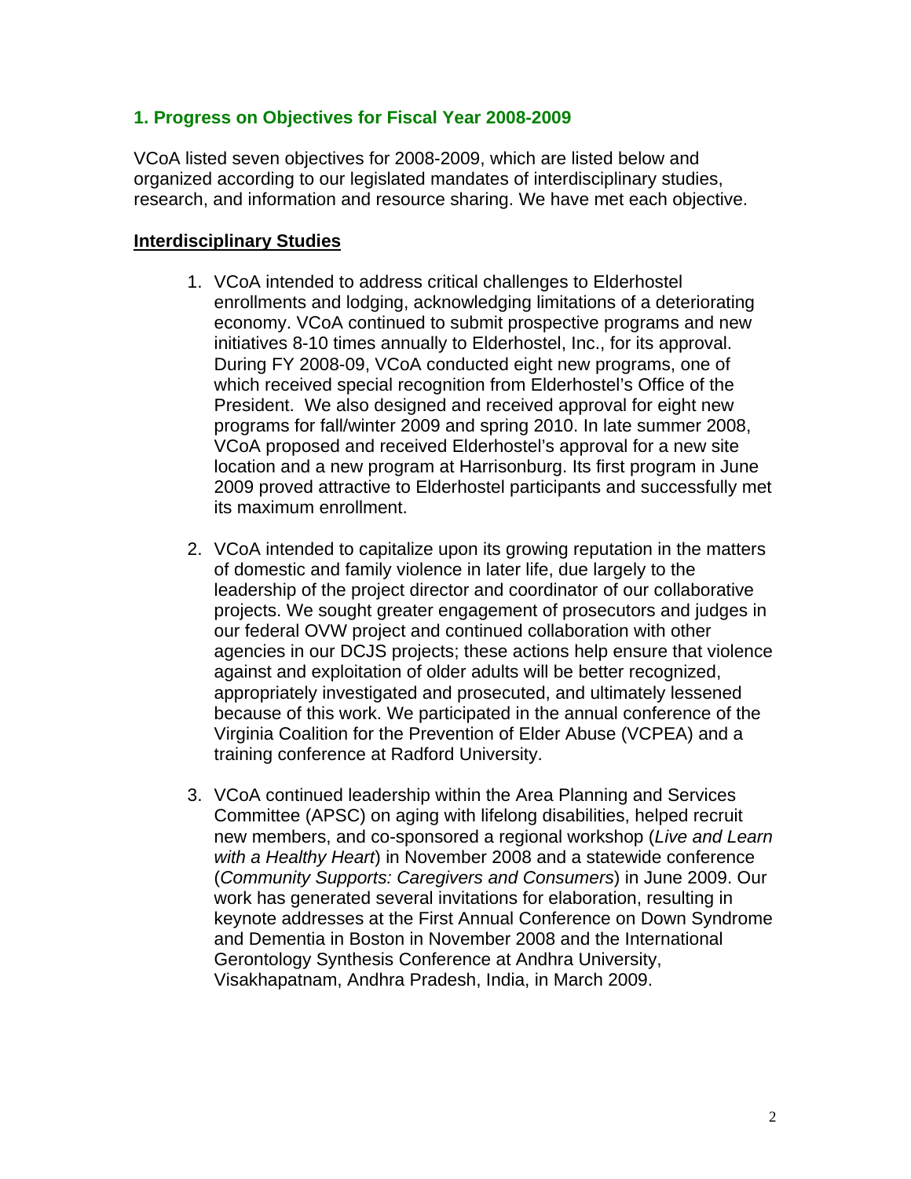## 1. Progress on Objectives for Fiscal Year 2008-2009

VCoA listed seven objectives for 2008-2009, which are listed below and organized according to our legislated mandates of interdisciplinary studies, research, and information and resource sharing. We have met each objective.

### **Interdisciplinary Studies**

1. VCoA intended to address critical challenges to Elderhostel enrollments and lodging, acknowledging limitations of a deteriorating economy. VCoA continued to submit prospective programs and new initiatives 8-10 times annually to Elderhostel, Inc., for its approval. During FY 2008-09, VCoA conducted eight new programs, one of which received special recognition from Elderhostel's Office of the President. We also designed and received approval for eight new programs for fall/winter 2009 and spring 2010. In late summer 2008, VCoA proposed and received Elderhostel's approval for a new site location and a new program at Harrisonburg. Its first program in June 2009 proved attractive to Elderhostel participants and successfully met its maximum enrollment.

2. VCoA intended to capitalize upon its growing reputation in the matters of domestic and family violence in later life, due largely to the leadership of the project director and coordinator of our collaborative projects. We sought greater engagement of prosecutors and judges in our federal OVW project and continued collaboration with other agencies in our DCJS projects; these actions help ensure that violence against and exploitation of older adults will be better recognized, appropriately investigated and prosecuted, and ultimately lessened because of this work. We participated in the annual conference of the Virginia Coalition for the Prevention of Elder Abuse (VCPEA) and a training conference at Radford University.

3. VCoA continued leadership within the Area Planning and Services Committee (APSC) on aging with lifelong disabilities, helped recruit new members, and co-sponsored a regional workshop (*Live and Learn with a Healthy Heart*) in November 2008 and a statewide conference (*Community Supports: Caregivers and Consumers*) in June 2009. Our work has generated several invitations for elaboration, resulting in keynote addresses at the First Annual Conference on Down Syndrome and Dementia in Boston in November 2008 and the International Gerontology Synthesis Conference at Andhra University, Visakhapatnam, Andhra Pradesh, India, in March 2009.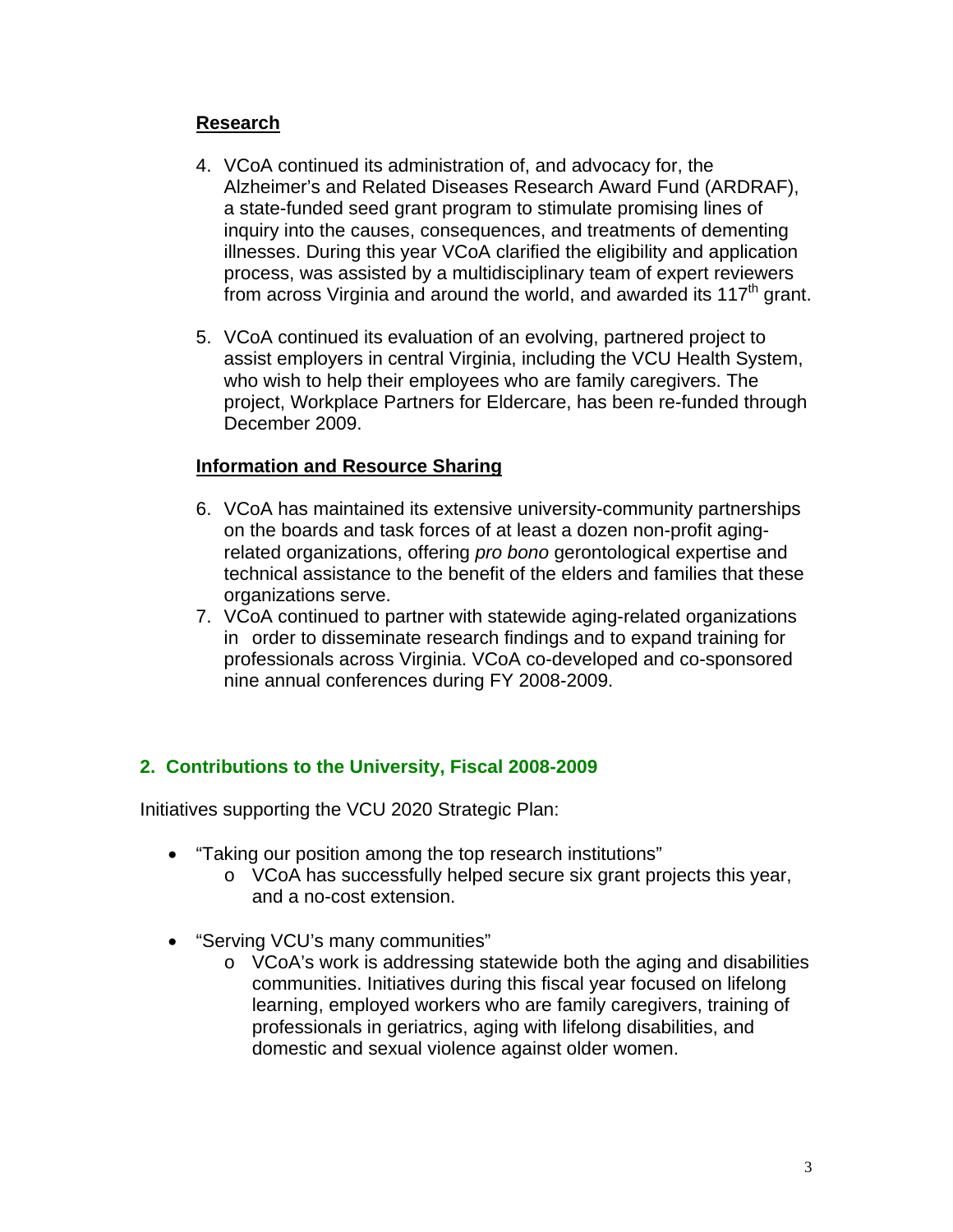### Research

4. VCoA continued its administration of, and advocacy for, the Alzheimer's and Related Diseases Research Award Fund (ARDRAF), a state-funded seed grant program to stimulate promising lines of inquiry into the causes, consequences, and treatments of dementing illnesses. During this year VCoA clarified the eligibility and application process, was assisted by a multidisciplinary team of expert reviewers from across Virginia and around the world, and awarded its 117th grant.

5. VCoA continued its evaluation of an evolving, partnered project to assist employers in central Virginia, including the VCU Health System, who wish to help their employees who are family caregivers. The project, Workplace Partners for Eldercare, has been re-funded through December 2009.

### Information and Resource Sharing

6. VCoA has maintained its extensive university-community partnerships on the boards and task forces of at least a dozen non-profit aging-related organizations, offering *pro bono* gerontological expertise and technical assistance to the benefit of the elders and families that these organizations serve.
7. VCoA continued to partner with statewide aging-related organizations in order to disseminate research findings and to expand training for professionals across Virginia. VCoA co-developed and co-sponsored nine annual conferences during FY 2008-2009.

## 2. Contributions to the University, Fiscal 2008-2009

Initiatives supporting the VCU 2020 Strategic Plan:

- "Taking our position among the top research institutions"
  - VCoA has successfully helped secure six grant projects this year, and a no-cost extension.
- "Serving VCU's many communities"
  - VCoA's work is addressing statewide both the aging and disabilities communities. Initiatives during this fiscal year focused on lifelong learning, employed workers who are family caregivers, training of professionals in geriatrics, aging with lifelong disabilities, and domestic and sexual violence against older women.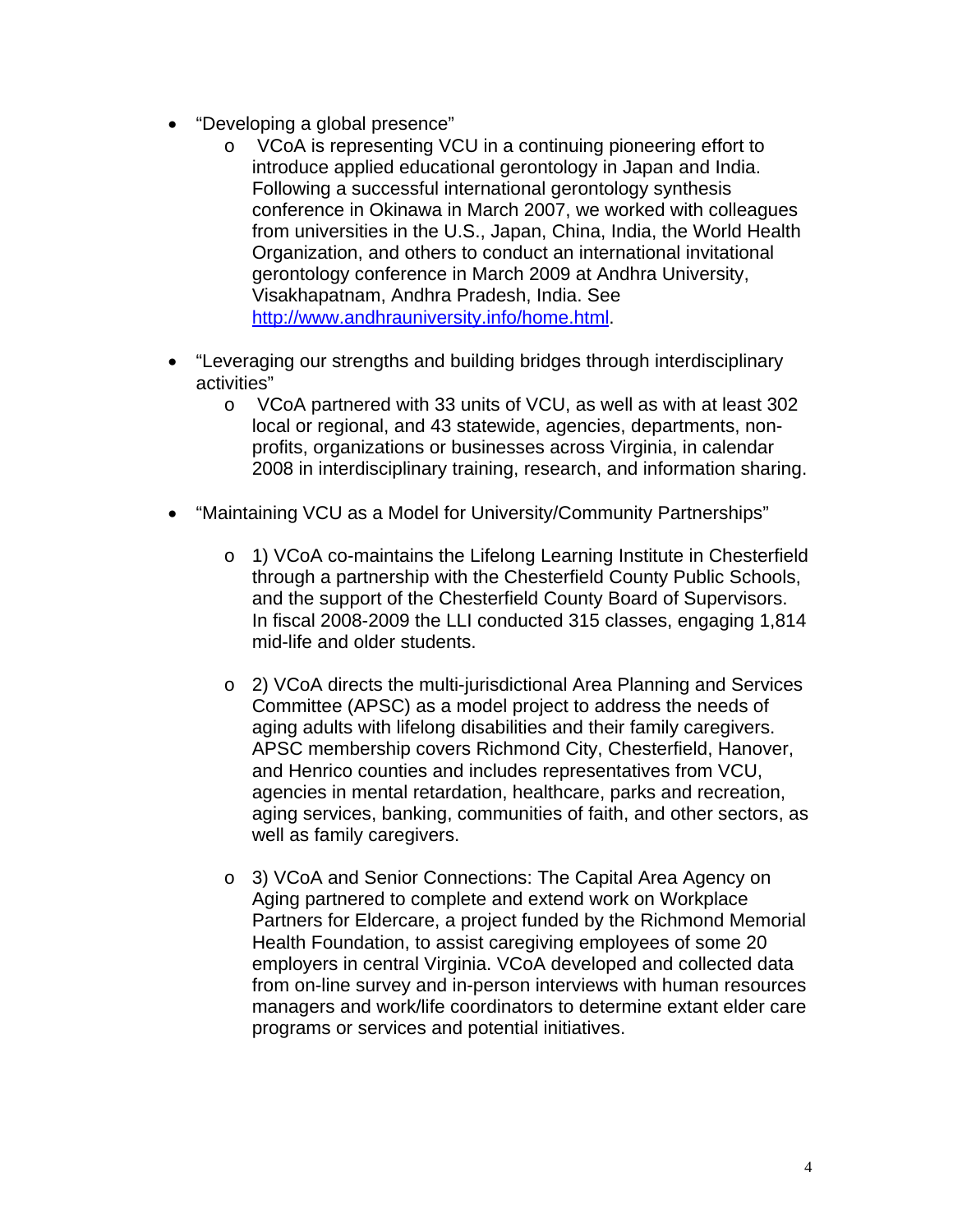- "Developing a global presence"
  - VCoA is representing VCU in a continuing pioneering effort to introduce applied educational gerontology in Japan and India. Following a successful international gerontology synthesis conference in Okinawa in March 2007, we worked with colleagues from universities in the U.S., Japan, China, India, the World Health Organization, and others to conduct an international invitational gerontology conference in March 2009 at Andhra University, Visakhapatnam, Andhra Pradesh, India. See http://www.andhrauniversity.info/home.html.

- "Leveraging our strengths and building bridges through interdisciplinary activities"
  - VCoA partnered with 33 units of VCU, as well as with at least 302 local or regional, and 43 statewide, agencies, departments, non-profits, organizations or businesses across Virginia, in calendar 2008 in interdisciplinary training, research, and information sharing.

- "Maintaining VCU as a Model for University/Community Partnerships"
  - 1) VCoA co-maintains the Lifelong Learning Institute in Chesterfield through a partnership with the Chesterfield County Public Schools, and the support of the Chesterfield County Board of Supervisors. In fiscal 2008-2009 the LLI conducted 315 classes, engaging 1,814 mid-life and older students.
  - 2) VCoA directs the multi-jurisdictional Area Planning and Services Committee (APSC) as a model project to address the needs of aging adults with lifelong disabilities and their family caregivers. APSC membership covers Richmond City, Chesterfield, Hanover, and Henrico counties and includes representatives from VCU, agencies in mental retardation, healthcare, parks and recreation, aging services, banking, communities of faith, and other sectors, as well as family caregivers.
  - 3) VCoA and Senior Connections: The Capital Area Agency on Aging partnered to complete and extend work on Workplace Partners for Eldercare, a project funded by the Richmond Memorial Health Foundation, to assist caregiving employees of some 20 employers in central Virginia. VCoA developed and collected data from on-line survey and in-person interviews with human resources managers and work/life coordinators to determine extant elder care programs or services and potential initiatives.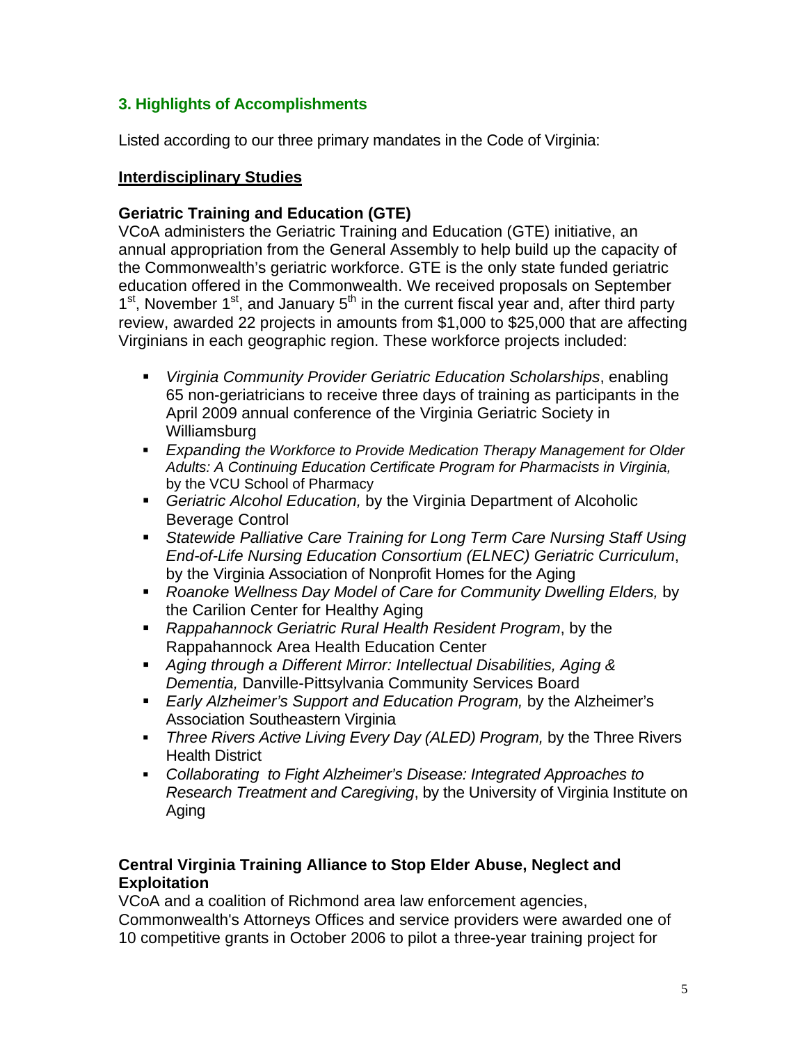## 3. Highlights of Accomplishments

Listed according to our three primary mandates in the Code of Virginia:

### Interdisciplinary Studies

**Geriatric Training and Education (GTE)**

VCoA administers the Geriatric Training and Education (GTE) initiative, an annual appropriation from the General Assembly to help build up the capacity of the Commonwealth's geriatric workforce. GTE is the only state funded geriatric education offered in the Commonwealth. We received proposals on September 1st, November 1st, and January 5th in the current fiscal year and, after third party review, awarded 22 projects in amounts from $1,000 to $25,000 that are affecting Virginians in each geographic region. These workforce projects included:

- *Virginia Community Provider Geriatric Education Scholarships*, enabling 65 non-geriatricians to receive three days of training as participants in the April 2009 annual conference of the Virginia Geriatric Society in Williamsburg
- *Expanding the Workforce to Provide Medication Therapy Management for Older Adults: A Continuing Education Certificate Program for Pharmacists in Virginia,* by the VCU School of Pharmacy
- *Geriatric Alcohol Education,* by the Virginia Department of Alcoholic Beverage Control
- *Statewide Palliative Care Training for Long Term Care Nursing Staff Using End-of-Life Nursing Education Consortium (ELNEC) Geriatric Curriculum*, by the Virginia Association of Nonprofit Homes for the Aging
- *Roanoke Wellness Day Model of Care for Community Dwelling Elders,* by the Carilion Center for Healthy Aging
- *Rappahannock Geriatric Rural Health Resident Program*, by the Rappahannock Area Health Education Center
- *Aging through a Different Mirror: Intellectual Disabilities, Aging & Dementia,* Danville-Pittsylvania Community Services Board
- *Early Alzheimer's Support and Education Program,* by the Alzheimer's Association Southeastern Virginia
- *Three Rivers Active Living Every Day (ALED) Program,* by the Three Rivers Health District
- *Collaborating to Fight Alzheimer's Disease: Integrated Approaches to Research Treatment and Caregiving*, by the University of Virginia Institute on Aging

**Central Virginia Training Alliance to Stop Elder Abuse, Neglect and Exploitation**

VCoA and a coalition of Richmond area law enforcement agencies, Commonwealth's Attorneys Offices and service providers were awarded one of 10 competitive grants in October 2006 to pilot a three-year training project for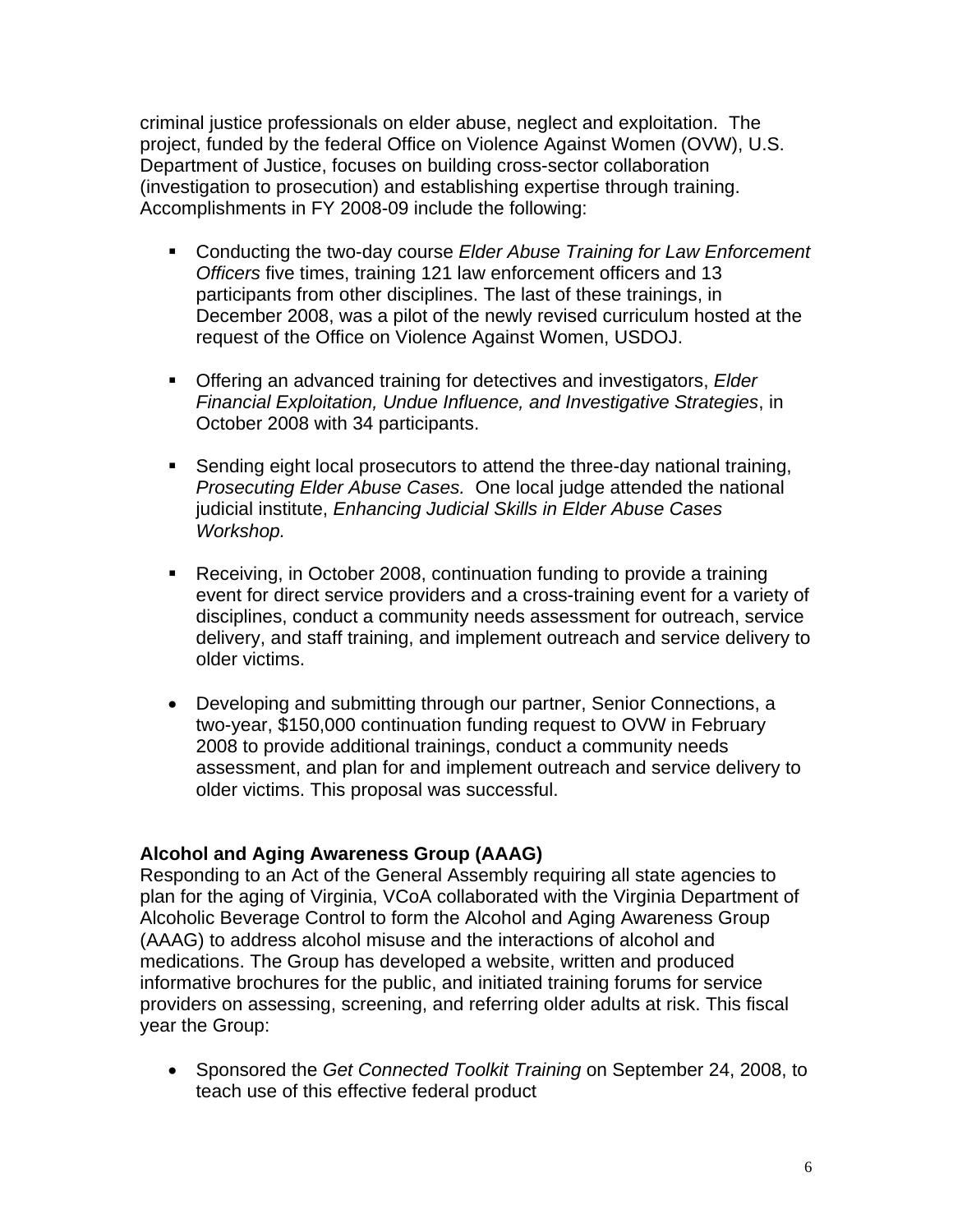criminal justice professionals on elder abuse, neglect and exploitation. The project, funded by the federal Office on Violence Against Women (OVW), U.S. Department of Justice, focuses on building cross-sector collaboration (investigation to prosecution) and establishing expertise through training. Accomplishments in FY 2008-09 include the following:

- Conducting the two-day course *Elder Abuse Training for Law Enforcement Officers* five times, training 121 law enforcement officers and 13 participants from other disciplines. The last of these trainings, in December 2008, was a pilot of the newly revised curriculum hosted at the request of the Office on Violence Against Women, USDOJ.

- Offering an advanced training for detectives and investigators, *Elder Financial Exploitation, Undue Influence, and Investigative Strategies*, in October 2008 with 34 participants.

- Sending eight local prosecutors to attend the three-day national training, *Prosecuting Elder Abuse Cases.* One local judge attended the national judicial institute, *Enhancing Judicial Skills in Elder Abuse Cases Workshop.*

- Receiving, in October 2008, continuation funding to provide a training event for direct service providers and a cross-training event for a variety of disciplines, conduct a community needs assessment for outreach, service delivery, and staff training, and implement outreach and service delivery to older victims.

- Developing and submitting through our partner, Senior Connections, a two-year, $150,000 continuation funding request to OVW in February 2008 to provide additional trainings, conduct a community needs assessment, and plan for and implement outreach and service delivery to older victims. This proposal was successful.

**Alcohol and Aging Awareness Group (AAAG)**

Responding to an Act of the General Assembly requiring all state agencies to plan for the aging of Virginia, VCoA collaborated with the Virginia Department of Alcoholic Beverage Control to form the Alcohol and Aging Awareness Group (AAAG) to address alcohol misuse and the interactions of alcohol and medications. The Group has developed a website, written and produced informative brochures for the public, and initiated training forums for service providers on assessing, screening, and referring older adults at risk. This fiscal year the Group:

- Sponsored the *Get Connected Toolkit Training* on September 24, 2008, to teach use of this effective federal product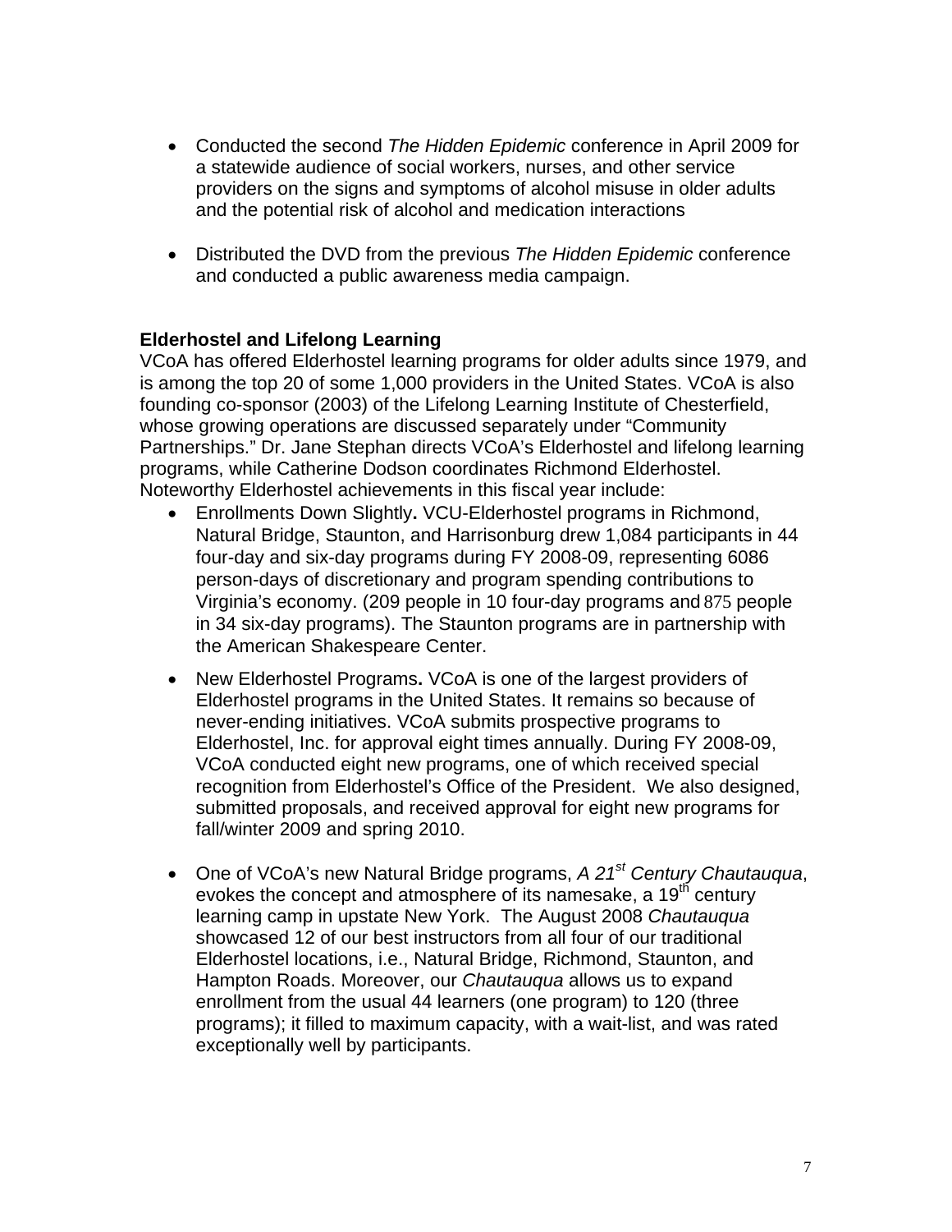- Conducted the second *The Hidden Epidemic* conference in April 2009 for a statewide audience of social workers, nurses, and other service providers on the signs and symptoms of alcohol misuse in older adults and the potential risk of alcohol and medication interactions

- Distributed the DVD from the previous *The Hidden Epidemic* conference and conducted a public awareness media campaign.

**Elderhostel and Lifelong Learning**

VCoA has offered Elderhostel learning programs for older adults since 1979, and is among the top 20 of some 1,000 providers in the United States. VCoA is also founding co-sponsor (2003) of the Lifelong Learning Institute of Chesterfield, whose growing operations are discussed separately under "Community Partnerships." Dr. Jane Stephan directs VCoA's Elderhostel and lifelong learning programs, while Catherine Dodson coordinates Richmond Elderhostel. Noteworthy Elderhostel achievements in this fiscal year include:

- Enrollments Down Slightly**.** VCU-Elderhostel programs in Richmond, Natural Bridge, Staunton, and Harrisonburg drew 1,084 participants in 44 four-day and six-day programs during FY 2008-09, representing 6086 person-days of discretionary and program spending contributions to Virginia's economy. (209 people in 10 four-day programs and 875 people in 34 six-day programs). The Staunton programs are in partnership with the American Shakespeare Center.

- New Elderhostel Programs**.** VCoA is one of the largest providers of Elderhostel programs in the United States. It remains so because of never-ending initiatives. VCoA submits prospective programs to Elderhostel, Inc. for approval eight times annually. During FY 2008-09, VCoA conducted eight new programs, one of which received special recognition from Elderhostel's Office of the President. We also designed, submitted proposals, and received approval for eight new programs for fall/winter 2009 and spring 2010.

- One of VCoA's new Natural Bridge programs, *A 21st Century Chautauqua*, evokes the concept and atmosphere of its namesake, a 19th century learning camp in upstate New York. The August 2008 *Chautauqua* showcased 12 of our best instructors from all four of our traditional Elderhostel locations, i.e., Natural Bridge, Richmond, Staunton, and Hampton Roads. Moreover, our *Chautauqua* allows us to expand enrollment from the usual 44 learners (one program) to 120 (three programs); it filled to maximum capacity, with a wait-list, and was rated exceptionally well by participants.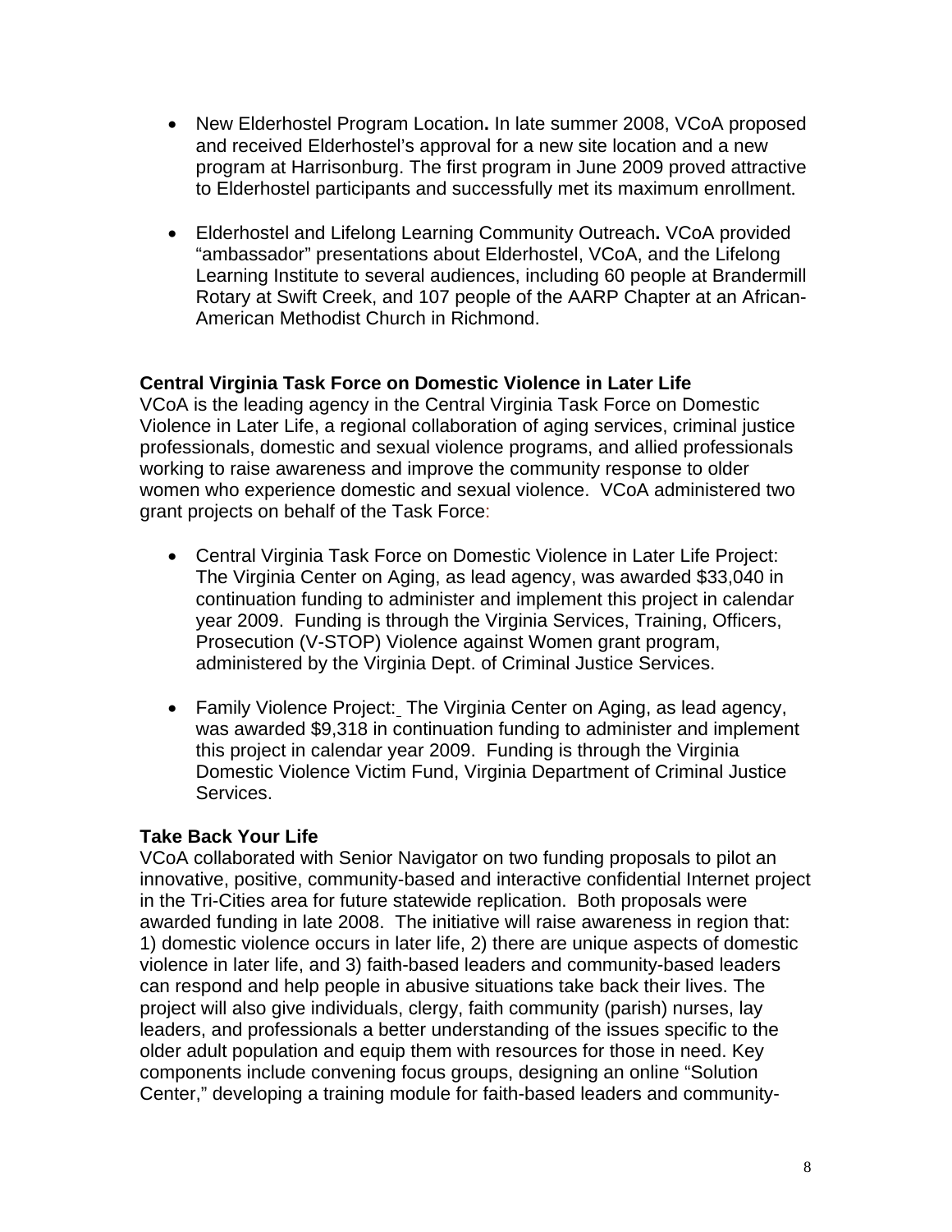- **New Elderhostel Program Location.** In late summer 2008, VCoA proposed and received Elderhostel's approval for a new site location and a new program at Harrisonburg. The first program in June 2009 proved attractive to Elderhostel participants and successfully met its maximum enrollment.

- **Elderhostel and Lifelong Learning Community Outreach.** VCoA provided "ambassador" presentations about Elderhostel, VCoA, and the Lifelong Learning Institute to several audiences, including 60 people at Brandermill Rotary at Swift Creek, and 107 people of the AARP Chapter at an African-American Methodist Church in Richmond.

**Central Virginia Task Force on Domestic Violence in Later Life**

VCoA is the leading agency in the Central Virginia Task Force on Domestic Violence in Later Life, a regional collaboration of aging services, criminal justice professionals, domestic and sexual violence programs, and allied professionals working to raise awareness and improve the community response to older women who experience domestic and sexual violence. VCoA administered two grant projects on behalf of the Task Force:

- Central Virginia Task Force on Domestic Violence in Later Life Project: The Virginia Center on Aging, as lead agency, was awarded $33,040 in continuation funding to administer and implement this project in calendar year 2009. Funding is through the Virginia Services, Training, Officers, Prosecution (V-STOP) Violence against Women grant program, administered by the Virginia Dept. of Criminal Justice Services.

- Family Violence Project: The Virginia Center on Aging, as lead agency, was awarded $9,318 in continuation funding to administer and implement this project in calendar year 2009. Funding is through the Virginia Domestic Violence Victim Fund, Virginia Department of Criminal Justice Services.

**Take Back Your Life**

VCoA collaborated with Senior Navigator on two funding proposals to pilot an innovative, positive, community-based and interactive confidential Internet project in the Tri-Cities area for future statewide replication. Both proposals were awarded funding in late 2008. The initiative will raise awareness in region that: 1) domestic violence occurs in later life, 2) there are unique aspects of domestic violence in later life, and 3) faith-based leaders and community-based leaders can respond and help people in abusive situations take back their lives. The project will also give individuals, clergy, faith community (parish) nurses, lay leaders, and professionals a better understanding of the issues specific to the older adult population and equip them with resources for those in need. Key components include convening focus groups, designing an online "Solution Center," developing a training module for faith-based leaders and community-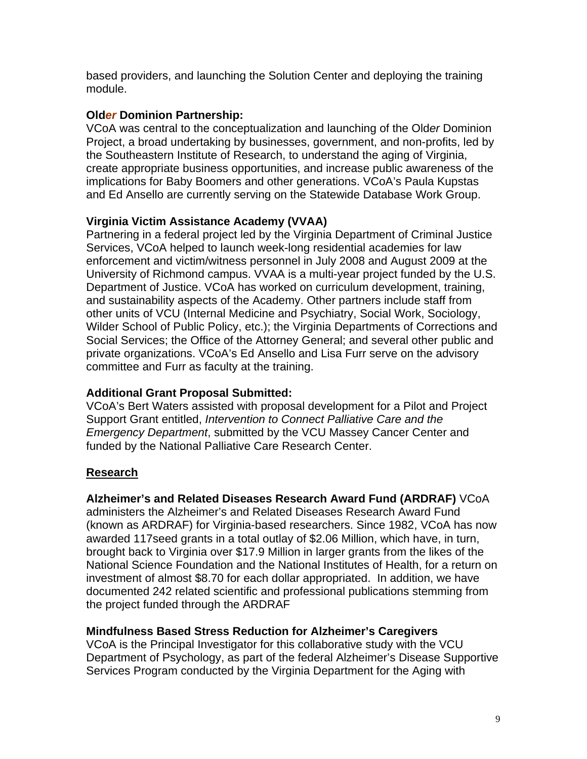based providers, and launching the Solution Center and deploying the training module.

**Old*er* Dominion Partnership:**
VCoA was central to the conceptualization and launching of the Old*er* Dominion Project, a broad undertaking by businesses, government, and non-profits, led by the Southeastern Institute of Research, to understand the aging of Virginia, create appropriate business opportunities, and increase public awareness of the implications for Baby Boomers and other generations. VCoA's Paula Kupstas and Ed Ansello are currently serving on the Statewide Database Work Group.

**Virginia Victim Assistance Academy (VVAA)**
Partnering in a federal project led by the Virginia Department of Criminal Justice Services, VCoA helped to launch week-long residential academies for law enforcement and victim/witness personnel in July 2008 and August 2009 at the University of Richmond campus. VVAA is a multi-year project funded by the U.S. Department of Justice. VCoA has worked on curriculum development, training, and sustainability aspects of the Academy. Other partners include staff from other units of VCU (Internal Medicine and Psychiatry, Social Work, Sociology, Wilder School of Public Policy, etc.); the Virginia Departments of Corrections and Social Services; the Office of the Attorney General; and several other public and private organizations. VCoA's Ed Ansello and Lisa Furr serve on the advisory committee and Furr as faculty at the training.

**Additional Grant Proposal Submitted:**
VCoA's Bert Waters assisted with proposal development for a Pilot and Project Support Grant entitled, *Intervention to Connect Palliative Care and the Emergency Department*, submitted by the VCU Massey Cancer Center and funded by the National Palliative Care Research Center.

## <u>Research</u>

**Alzheimer's and Related Diseases Research Award Fund (ARDRAF)** VCoA administers the Alzheimer's and Related Diseases Research Award Fund (known as ARDRAF) for Virginia-based researchers. Since 1982, VCoA has now awarded 117seed grants in a total outlay of $2.06 Million, which have, in turn, brought back to Virginia over $17.9 Million in larger grants from the likes of the National Science Foundation and the National Institutes of Health, for a return on investment of almost $8.70 for each dollar appropriated. In addition, we have documented 242 related scientific and professional publications stemming from the project funded through the ARDRAF

**Mindfulness Based Stress Reduction for Alzheimer's Caregivers**
VCoA is the Principal Investigator for this collaborative study with the VCU Department of Psychology, as part of the federal Alzheimer's Disease Supportive Services Program conducted by the Virginia Department for the Aging with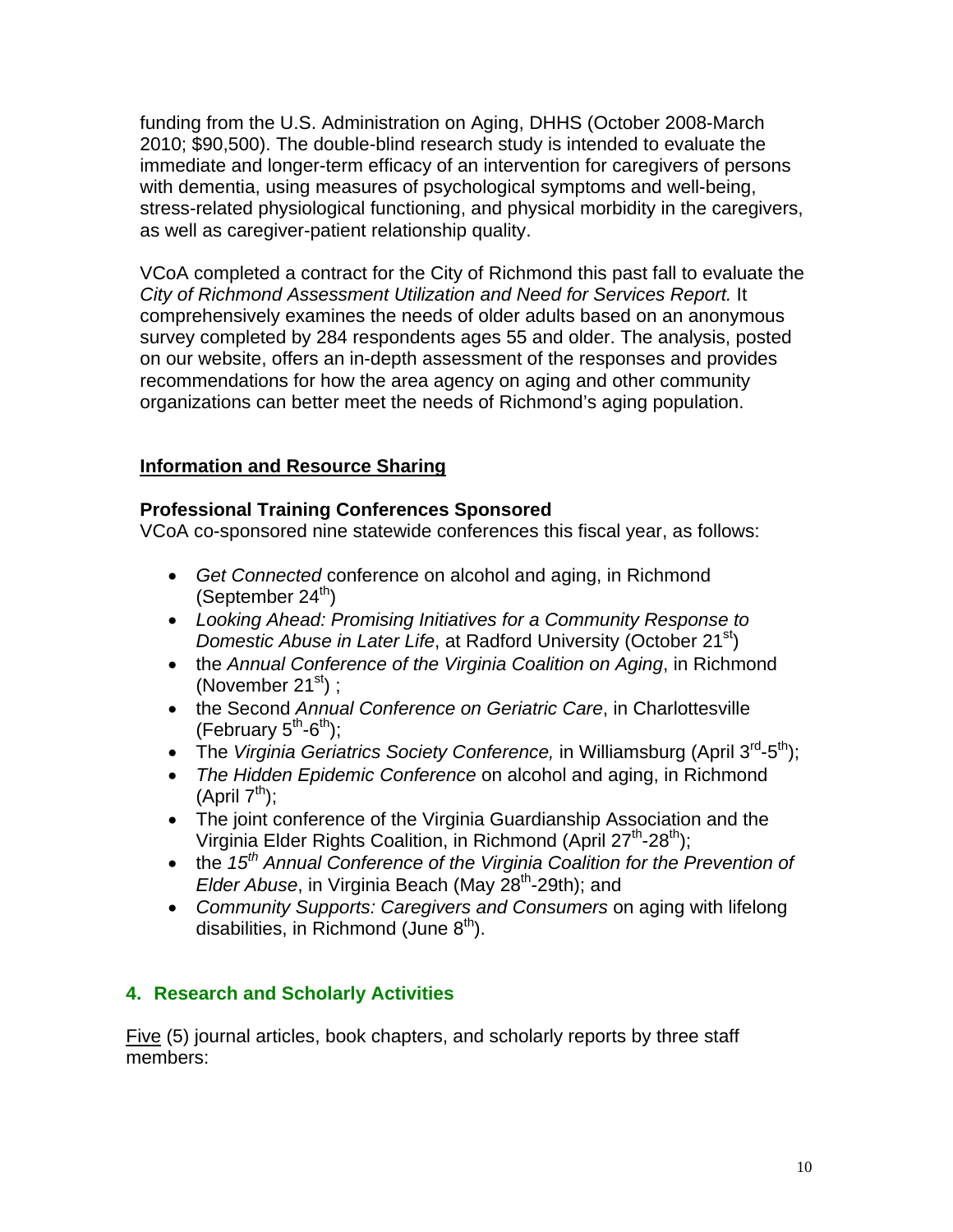funding from the U.S. Administration on Aging, DHHS (October 2008-March 2010; $90,500). The double-blind research study is intended to evaluate the immediate and longer-term efficacy of an intervention for caregivers of persons with dementia, using measures of psychological symptoms and well-being, stress-related physiological functioning, and physical morbidity in the caregivers, as well as caregiver-patient relationship quality.

VCoA completed a contract for the City of Richmond this past fall to evaluate the *City of Richmond Assessment Utilization and Need for Services Report.* It comprehensively examines the needs of older adults based on an anonymous survey completed by 284 respondents ages 55 and older. The analysis, posted on our website, offers an in-depth assessment of the responses and provides recommendations for how the area agency on aging and other community organizations can better meet the needs of Richmond's aging population.

<u>**Information and Resource Sharing**</u>

**Professional Training Conferences Sponsored**

VCoA co-sponsored nine statewide conferences this fiscal year, as follows:

- *Get Connected* conference on alcohol and aging, in Richmond (September 24th)
- *Looking Ahead: Promising Initiatives for a Community Response to Domestic Abuse in Later Life*, at Radford University (October 21st)
- the *Annual Conference of the Virginia Coalition on Aging*, in Richmond (November 21st) ;
- the Second *Annual Conference on Geriatric Care*, in Charlottesville (February 5th-6th);
- The *Virginia Geriatrics Society Conference,* in Williamsburg (April 3rd-5th);
- *The Hidden Epidemic Conference* on alcohol and aging, in Richmond (April 7th);
- The joint conference of the Virginia Guardianship Association and the Virginia Elder Rights Coalition, in Richmond (April 27th-28th);
- the *15th Annual Conference of the Virginia Coalition for the Prevention of Elder Abuse*, in Virginia Beach (May 28th-29th); and
- *Community Supports: Caregivers and Consumers* on aging with lifelong disabilities, in Richmond (June 8th).

## 4. Research and Scholarly Activities

<u>Five</u> (5) journal articles, book chapters, and scholarly reports by three staff members: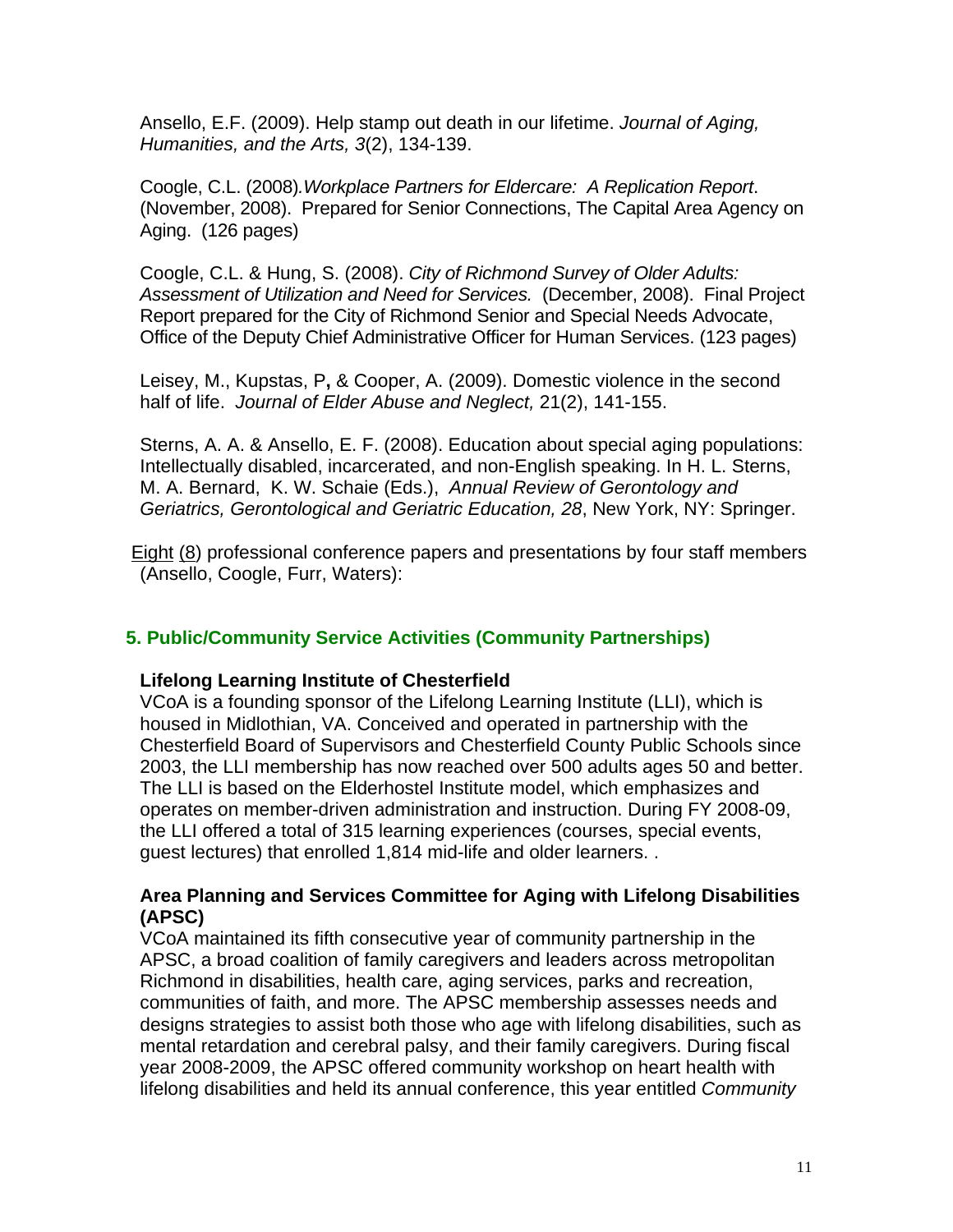Ansello, E.F. (2009). Help stamp out death in our lifetime. *Journal of Aging, Humanities, and the Arts, 3*(2), 134-139.

Coogle, C.L. (2008)*. Workplace Partners for Eldercare: A Replication Report*. (November, 2008). Prepared for Senior Connections, The Capital Area Agency on Aging. (126 pages)

Coogle, C.L. & Hung, S. (2008). *City of Richmond Survey of Older Adults: Assessment of Utilization and Need for Services.* (December, 2008). Final Project Report prepared for the City of Richmond Senior and Special Needs Advocate, Office of the Deputy Chief Administrative Officer for Human Services. (123 pages)

Leisey, M., Kupstas, P**,** & Cooper, A. (2009). Domestic violence in the second half of life. *Journal of Elder Abuse and Neglect,* 21(2), 141-155.

Sterns, A. A. & Ansello, E. F. (2008). Education about special aging populations: Intellectually disabled, incarcerated, and non-English speaking. In H. L. Sterns, M. A. Bernard, K. W. Schaie (Eds.), *Annual Review of Gerontology and Geriatrics, Gerontological and Geriatric Education, 28*, New York, NY: Springer.

Eight (8) professional conference papers and presentations by four staff members (Ansello, Coogle, Furr, Waters):

## 5. Public/Community Service Activities (Community Partnerships)

### Lifelong Learning Institute of Chesterfield

VCoA is a founding sponsor of the Lifelong Learning Institute (LLI), which is housed in Midlothian, VA. Conceived and operated in partnership with the Chesterfield Board of Supervisors and Chesterfield County Public Schools since 2003, the LLI membership has now reached over 500 adults ages 50 and better. The LLI is based on the Elderhostel Institute model, which emphasizes and operates on member-driven administration and instruction. During FY 2008-09, the LLI offered a total of 315 learning experiences (courses, special events, guest lectures) that enrolled 1,814 mid-life and older learners. .

### Area Planning and Services Committee for Aging with Lifelong Disabilities (APSC)

VCoA maintained its fifth consecutive year of community partnership in the APSC, a broad coalition of family caregivers and leaders across metropolitan Richmond in disabilities, health care, aging services, parks and recreation, communities of faith, and more. The APSC membership assesses needs and designs strategies to assist both those who age with lifelong disabilities, such as mental retardation and cerebral palsy, and their family caregivers. During fiscal year 2008-2009, the APSC offered community workshop on heart health with lifelong disabilities and held its annual conference, this year entitled *Community*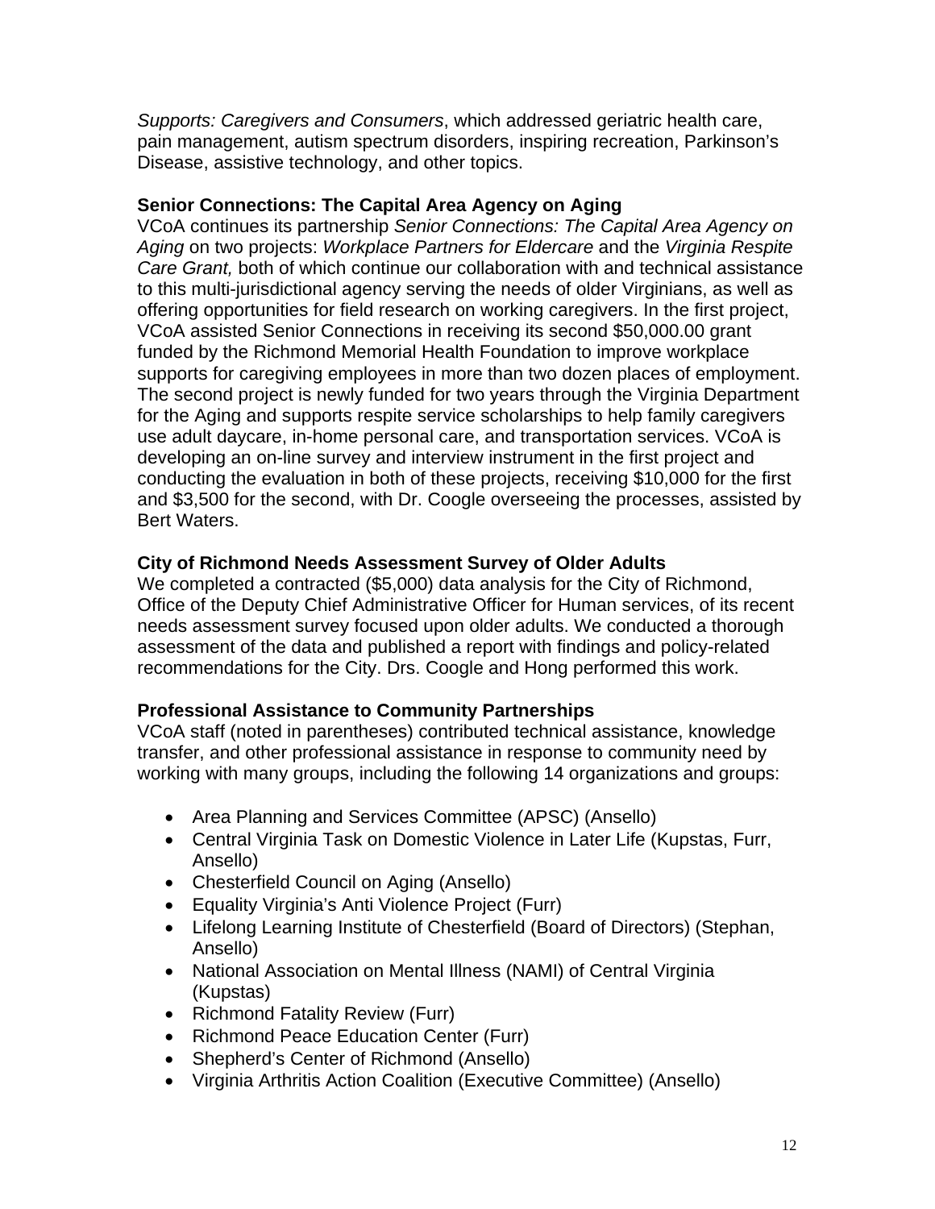*Supports: Caregivers and Consumers*, which addressed geriatric health care, pain management, autism spectrum disorders, inspiring recreation, Parkinson's Disease, assistive technology, and other topics.

**Senior Connections: The Capital Area Agency on Aging**

VCoA continues its partnership *Senior Connections: The Capital Area Agency on Aging* on two projects: *Workplace Partners for Eldercare* and the *Virginia Respite Care Grant,* both of which continue our collaboration with and technical assistance to this multi-jurisdictional agency serving the needs of older Virginians, as well as offering opportunities for field research on working caregivers. In the first project, VCoA assisted Senior Connections in receiving its second $50,000.00 grant funded by the Richmond Memorial Health Foundation to improve workplace supports for caregiving employees in more than two dozen places of employment. The second project is newly funded for two years through the Virginia Department for the Aging and supports respite service scholarships to help family caregivers use adult daycare, in-home personal care, and transportation services. VCoA is developing an on-line survey and interview instrument in the first project and conducting the evaluation in both of these projects, receiving $10,000 for the first and $3,500 for the second, with Dr. Coogle overseeing the processes, assisted by Bert Waters.

**City of Richmond Needs Assessment Survey of Older Adults**

We completed a contracted ($5,000) data analysis for the City of Richmond, Office of the Deputy Chief Administrative Officer for Human services, of its recent needs assessment survey focused upon older adults. We conducted a thorough assessment of the data and published a report with findings and policy-related recommendations for the City. Drs. Coogle and Hong performed this work.

**Professional Assistance to Community Partnerships**

VCoA staff (noted in parentheses) contributed technical assistance, knowledge transfer, and other professional assistance in response to community need by working with many groups, including the following 14 organizations and groups:

- Area Planning and Services Committee (APSC) (Ansello)
- Central Virginia Task on Domestic Violence in Later Life (Kupstas, Furr, Ansello)
- Chesterfield Council on Aging (Ansello)
- Equality Virginia's Anti Violence Project (Furr)
- Lifelong Learning Institute of Chesterfield (Board of Directors) (Stephan, Ansello)
- National Association on Mental Illness (NAMI) of Central Virginia (Kupstas)
- Richmond Fatality Review (Furr)
- Richmond Peace Education Center (Furr)
- Shepherd's Center of Richmond (Ansello)
- Virginia Arthritis Action Coalition (Executive Committee) (Ansello)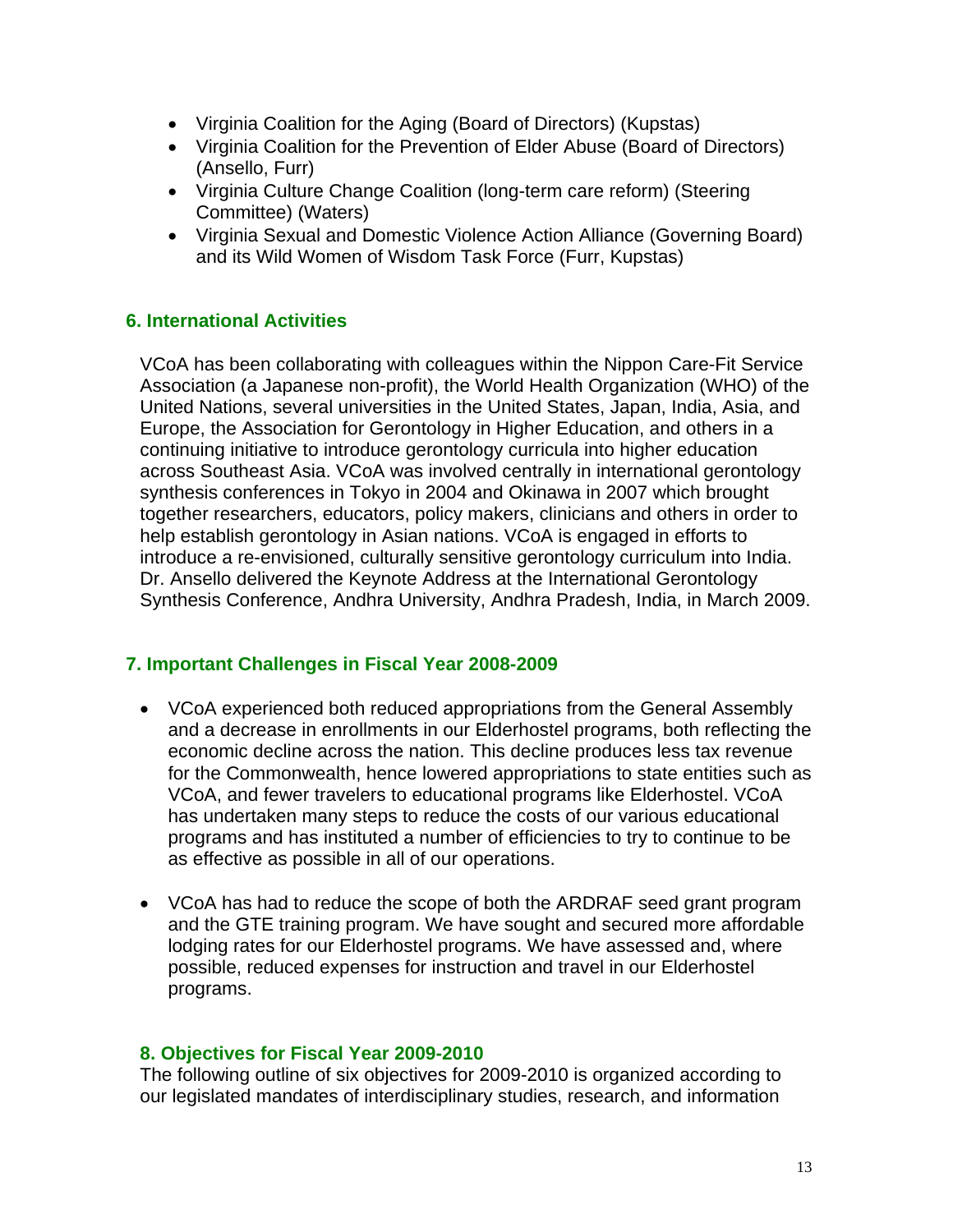- Virginia Coalition for the Aging (Board of Directors) (Kupstas)
- Virginia Coalition for the Prevention of Elder Abuse (Board of Directors) (Ansello, Furr)
- Virginia Culture Change Coalition (long-term care reform) (Steering Committee) (Waters)
- Virginia Sexual and Domestic Violence Action Alliance (Governing Board) and its Wild Women of Wisdom Task Force (Furr, Kupstas)

## 6. International Activities

VCoA has been collaborating with colleagues within the Nippon Care-Fit Service Association (a Japanese non-profit), the World Health Organization (WHO) of the United Nations, several universities in the United States, Japan, India, Asia, and Europe, the Association for Gerontology in Higher Education, and others in a continuing initiative to introduce gerontology curricula into higher education across Southeast Asia. VCoA was involved centrally in international gerontology synthesis conferences in Tokyo in 2004 and Okinawa in 2007 which brought together researchers, educators, policy makers, clinicians and others in order to help establish gerontology in Asian nations. VCoA is engaged in efforts to introduce a re-envisioned, culturally sensitive gerontology curriculum into India. Dr. Ansello delivered the Keynote Address at the International Gerontology Synthesis Conference, Andhra University, Andhra Pradesh, India, in March 2009.

## 7. Important Challenges in Fiscal Year 2008-2009

- VCoA experienced both reduced appropriations from the General Assembly and a decrease in enrollments in our Elderhostel programs, both reflecting the economic decline across the nation. This decline produces less tax revenue for the Commonwealth, hence lowered appropriations to state entities such as VCoA, and fewer travelers to educational programs like Elderhostel. VCoA has undertaken many steps to reduce the costs of our various educational programs and has instituted a number of efficiencies to try to continue to be as effective as possible in all of our operations.

- VCoA has had to reduce the scope of both the ARDRAF seed grant program and the GTE training program. We have sought and secured more affordable lodging rates for our Elderhostel programs. We have assessed and, where possible, reduced expenses for instruction and travel in our Elderhostel programs.

## 8. Objectives for Fiscal Year 2009-2010

The following outline of six objectives for 2009-2010 is organized according to our legislated mandates of interdisciplinary studies, research, and information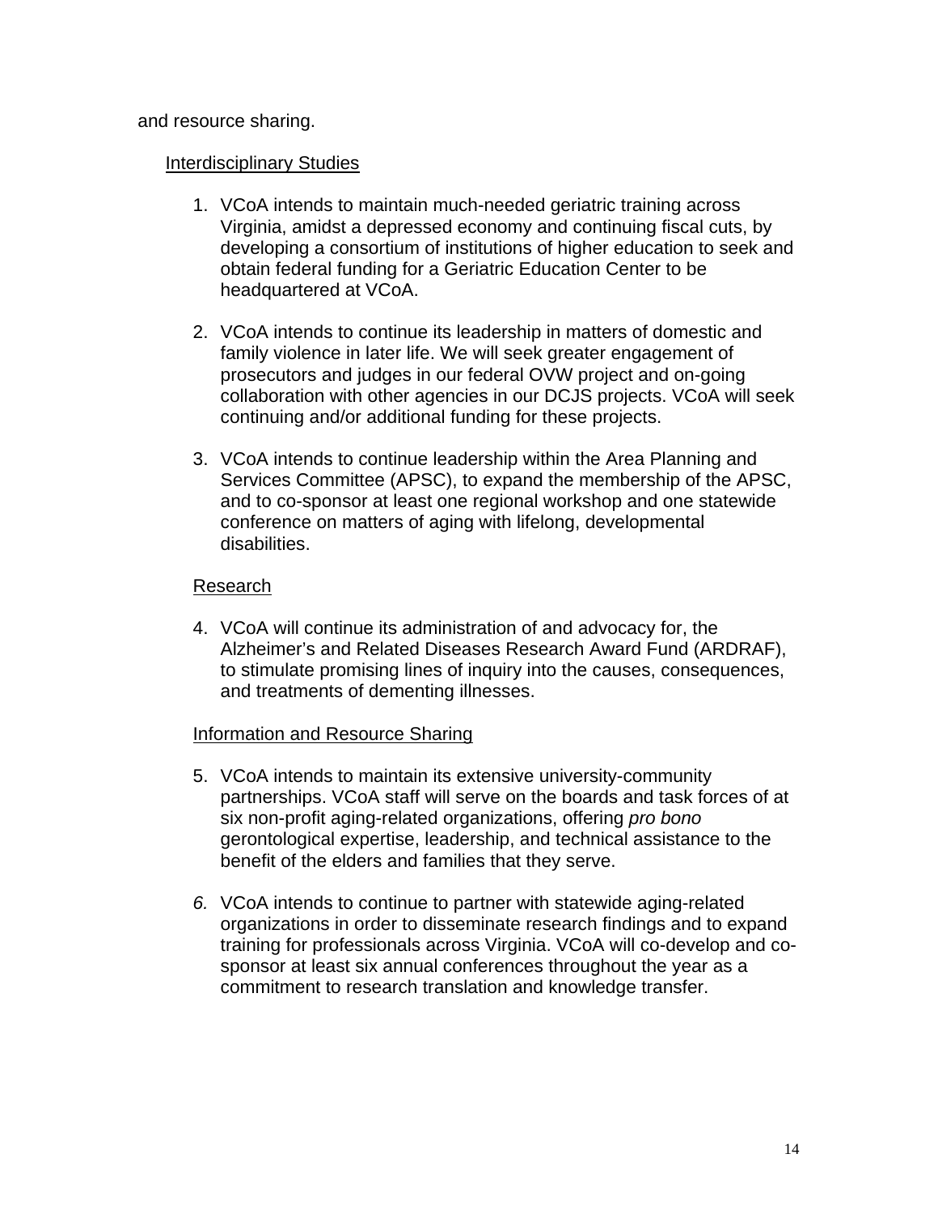and resource sharing.

Interdisciplinary Studies

1. VCoA intends to maintain much-needed geriatric training across Virginia, amidst a depressed economy and continuing fiscal cuts, by developing a consortium of institutions of higher education to seek and obtain federal funding for a Geriatric Education Center to be headquartered at VCoA.

2. VCoA intends to continue its leadership in matters of domestic and family violence in later life. We will seek greater engagement of prosecutors and judges in our federal OVW project and on-going collaboration with other agencies in our DCJS projects. VCoA will seek continuing and/or additional funding for these projects.

3. VCoA intends to continue leadership within the Area Planning and Services Committee (APSC), to expand the membership of the APSC, and to co-sponsor at least one regional workshop and one statewide conference on matters of aging with lifelong, developmental disabilities.

Research

4. VCoA will continue its administration of and advocacy for, the Alzheimer's and Related Diseases Research Award Fund (ARDRAF), to stimulate promising lines of inquiry into the causes, consequences, and treatments of dementing illnesses.

Information and Resource Sharing

5. VCoA intends to maintain its extensive university-community partnerships. VCoA staff will serve on the boards and task forces of at six non-profit aging-related organizations, offering *pro bono* gerontological expertise, leadership, and technical assistance to the benefit of the elders and families that they serve.

6. VCoA intends to continue to partner with statewide aging-related organizations in order to disseminate research findings and to expand training for professionals across Virginia. VCoA will co-develop and co-sponsor at least six annual conferences throughout the year as a commitment to research translation and knowledge transfer.